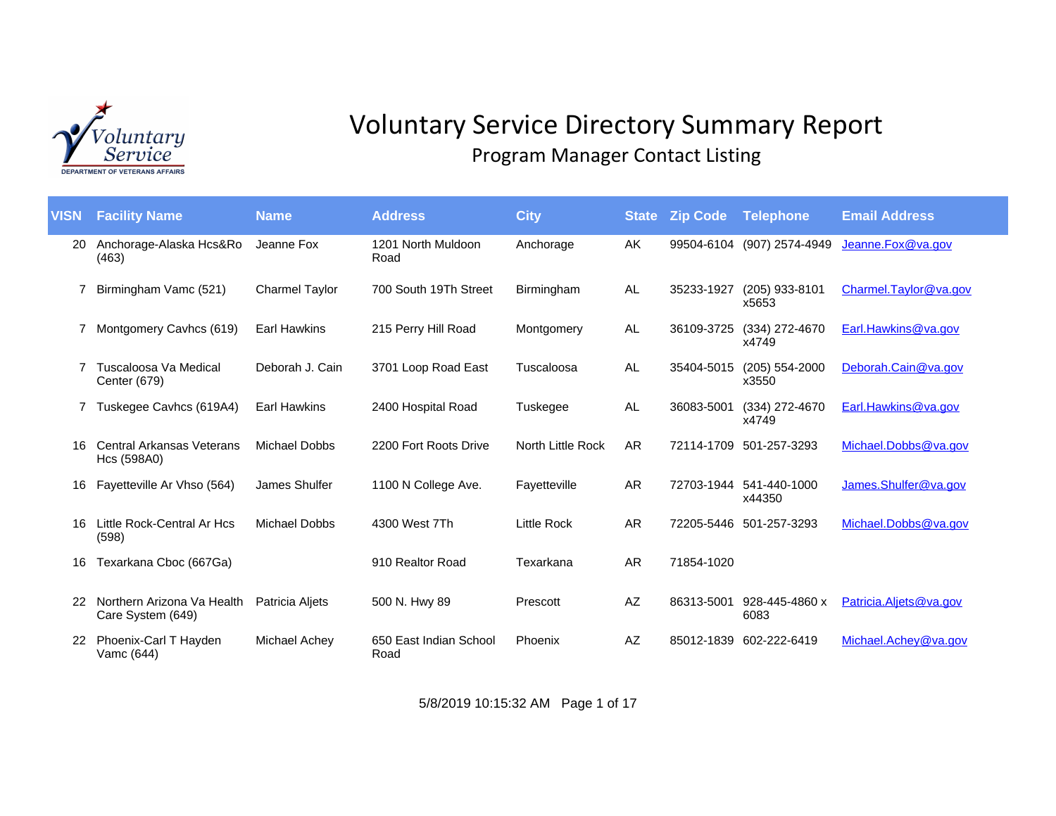# Voluntary Service Directory Summary Report

## Program Manager Contact Listing

| VISN | Facility Name | Name | Address | City | State | Zip Code | Telephone | Email Address |
|---|---|---|---|---|---|---|---|---|
| 20 | Anchorage-Alaska Hcs&Ro (463) | Jeanne Fox | 1201 North Muldoon Road | Anchorage | AK | 99504-6104 | (907) 2574-4949 | Jeanne.Fox@va.gov |
| 7 | Birmingham Vamc (521) | Charmel Taylor | 700 South 19Th Street | Birmingham | AL | 35233-1927 | (205) 933-8101 x5653 | Charmel.Taylor@va.gov |
| 7 | Montgomery Cavhcs (619) | Earl Hawkins | 215 Perry Hill Road | Montgomery | AL | 36109-3725 | (334) 272-4670 x4749 | Earl.Hawkins@va.gov |
| 7 | Tuscaloosa Va Medical Center (679) | Deborah J. Cain | 3701 Loop Road East | Tuscaloosa | AL | 35404-5015 | (205) 554-2000 x3550 | Deborah.Cain@va.gov |
| 7 | Tuskegee Cavhcs (619A4) | Earl Hawkins | 2400 Hospital Road | Tuskegee | AL | 36083-5001 | (334) 272-4670 x4749 | Earl.Hawkins@va.gov |
| 16 | Central Arkansas Veterans Hcs (598A0) | Michael Dobbs | 2200 Fort Roots Drive | North Little Rock | AR | 72114-1709 | 501-257-3293 | Michael.Dobbs@va.gov |
| 16 | Fayetteville Ar Vhso (564) | James Shulfer | 1100 N College Ave. | Fayetteville | AR | 72703-1944 | 541-440-1000 x44350 | James.Shulfer@va.gov |
| 16 | Little Rock-Central Ar Hcs (598) | Michael Dobbs | 4300 West 7Th | Little Rock | AR | 72205-5446 | 501-257-3293 | Michael.Dobbs@va.gov |
| 16 | Texarkana Cboc (667Ga) | | 910 Realtor Road | Texarkana | AR | 71854-1020 | | |
| 22 | Northern Arizona Va Health Care System (649) | Patricia Aljets | 500 N. Hwy 89 | Prescott | AZ | 86313-5001 | 928-445-4860 x 6083 | Patricia.Aljets@va.gov |
| 22 | Phoenix-Carl T Hayden Vamc (644) | Michael Achey | 650 East Indian School Road | Phoenix | AZ | 85012-1839 | 602-222-6419 | Michael.Achey@va.gov |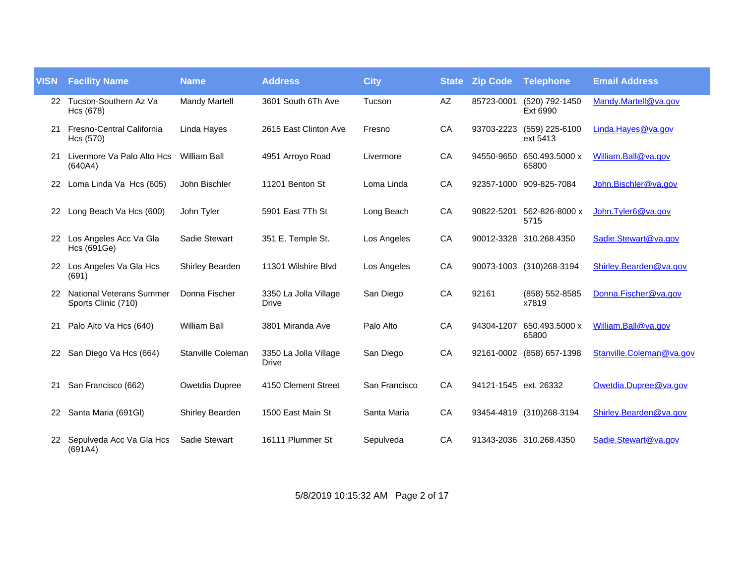| VISN | Facility Name | Name | Address | City | State | Zip Code | Telephone | Email Address |
|---|---|---|---|---|---|---|---|---|
| 22 | Tucson-Southern Az Va Hcs (678) | Mandy Martell | 3601 South 6Th Ave | Tucson | AZ | 85723-0001 | (520) 792-1450 Ext 6990 | Mandy.Martell@va.gov |
| 21 | Fresno-Central California Hcs (570) | Linda Hayes | 2615 East Clinton Ave | Fresno | CA | 93703-2223 | (559) 225-6100 ext 5413 | Linda.Hayes@va.gov |
| 21 | Livermore Va Palo Alto Hcs (640A4) | William Ball | 4951 Arroyo Road | Livermore | CA | 94550-9650 | 650.493.5000 x 65800 | William.Ball@va.gov |
| 22 | Loma Linda Va Hcs (605) | John Bischler | 11201 Benton St | Loma Linda | CA | 92357-1000 | 909-825-7084 | John.Bischler@va.gov |
| 22 | Long Beach Va Hcs (600) | John Tyler | 5901 East 7Th St | Long Beach | CA | 90822-5201 | 562-826-8000 x 5715 | John.Tyler6@va.gov |
| 22 | Los Angeles Acc Va Gla Hcs (691Ge) | Sadie Stewart | 351 E. Temple St. | Los Angeles | CA | 90012-3328 | 310.268.4350 | Sadie.Stewart@va.gov |
| 22 | Los Angeles Va Gla Hcs (691) | Shirley Bearden | 11301 Wilshire Blvd | Los Angeles | CA | 90073-1003 | (310)268-3194 | Shirley.Bearden@va.gov |
| 22 | National Veterans Summer Sports Clinic (710) | Donna Fischer | 3350 La Jolla Village Drive | San Diego | CA | 92161 | (858) 552-8585 x7819 | Donna.Fischer@va.gov |
| 21 | Palo Alto Va Hcs (640) | William Ball | 3801 Miranda Ave | Palo Alto | CA | 94304-1207 | 650.493.5000 x 65800 | William.Ball@va.gov |
| 22 | San Diego Va Hcs (664) | Stanville Coleman | 3350 La Jolla Village Drive | San Diego | CA | 92161-0002 | (858) 657-1398 | Stanville.Coleman@va.gov |
| 21 | San Francisco (662) | Owetdia Dupree | 4150 Clement Street | San Francisco | CA | 94121-1545 | ext. 26332 | Owetdia.Dupree@va.gov |
| 22 | Santa Maria (691Gl) | Shirley Bearden | 1500 East Main St | Santa Maria | CA | 93454-4819 | (310)268-3194 | Shirley.Bearden@va.gov |
| 22 | Sepulveda Acc Va Gla Hcs (691A4) | Sadie Stewart | 16111 Plummer St | Sepulveda | CA | 91343-2036 | 310.268.4350 | Sadie.Stewart@va.gov |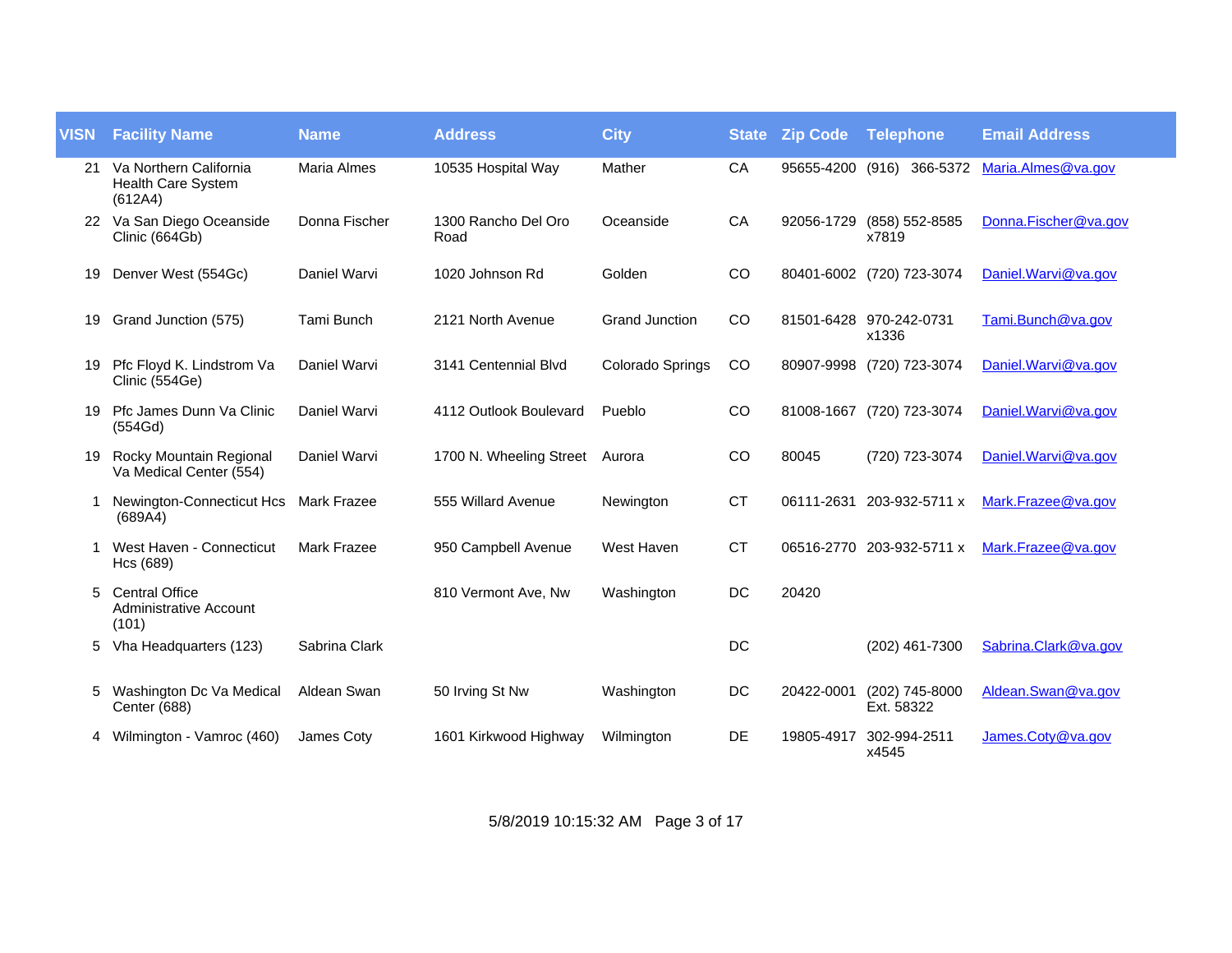| VISN | Facility Name | Name | Address | City | State | Zip Code | Telephone | Email Address |
|---|---|---|---|---|---|---|---|---|
| 21 | Va Northern California Health Care System (612A4) | Maria Almes | 10535 Hospital Way | Mather | CA | 95655-4200 | (916) 366-5372 | Maria.Almes@va.gov |
| 22 | Va San Diego Oceanside Clinic (664Gb) | Donna Fischer | 1300 Rancho Del Oro Road | Oceanside | CA | 92056-1729 | (858) 552-8585 x7819 | Donna.Fischer@va.gov |
| 19 | Denver West (554Gc) | Daniel Warvi | 1020 Johnson Rd | Golden | CO | 80401-6002 | (720) 723-3074 | Daniel.Warvi@va.gov |
| 19 | Grand Junction (575) | Tami Bunch | 2121 North Avenue | Grand Junction | CO | 81501-6428 | 970-242-0731 x1336 | Tami.Bunch@va.gov |
| 19 | Pfc Floyd K. Lindstrom Va Clinic (554Ge) | Daniel Warvi | 3141 Centennial Blvd | Colorado Springs | CO | 80907-9998 | (720) 723-3074 | Daniel.Warvi@va.gov |
| 19 | Pfc James Dunn Va Clinic (554Gd) | Daniel Warvi | 4112 Outlook Boulevard | Pueblo | CO | 81008-1667 | (720) 723-3074 | Daniel.Warvi@va.gov |
| 19 | Rocky Mountain Regional Va Medical Center (554) | Daniel Warvi | 1700 N. Wheeling Street | Aurora | CO | 80045 | (720) 723-3074 | Daniel.Warvi@va.gov |
| 1 | Newington-Connecticut Hcs (689A4) | Mark Frazee | 555 Willard Avenue | Newington | CT | 06111-2631 | 203-932-5711 x | Mark.Frazee@va.gov |
| 1 | West Haven - Connecticut Hcs (689) | Mark Frazee | 950 Campbell Avenue | West Haven | CT | 06516-2770 | 203-932-5711 x | Mark.Frazee@va.gov |
| 5 | Central Office Administrative Account (101) | | 810 Vermont Ave, Nw | Washington | DC | 20420 | | |
| 5 | Vha Headquarters (123) | Sabrina Clark | | | DC | | (202) 461-7300 | Sabrina.Clark@va.gov |
| 5 | Washington Dc Va Medical Center (688) | Aldean Swan | 50 Irving St Nw | Washington | DC | 20422-0001 | (202) 745-8000 Ext. 58322 | Aldean.Swan@va.gov |
| 4 | Wilmington - Vamroc (460) | James Coty | 1601 Kirkwood Highway | Wilmington | DE | 19805-4917 | 302-994-2511 x4545 | James.Coty@va.gov |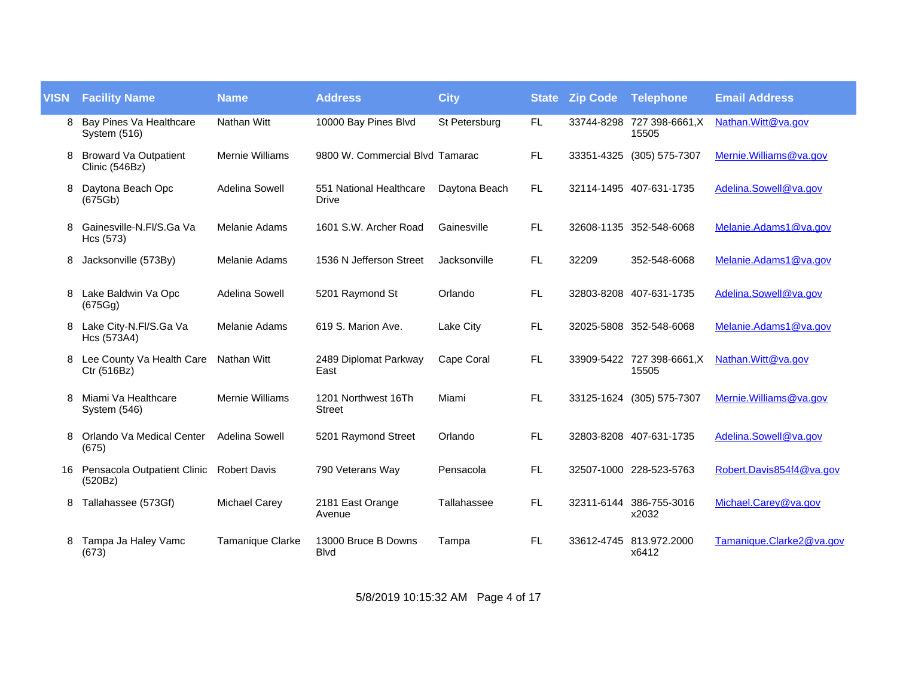| VISN | Facility Name | Name | Address | City | State | Zip Code | Telephone | Email Address |
|---|---|---|---|---|---|---|---|---|
| 8 | Bay Pines Va Healthcare System (516) | Nathan Witt | 10000 Bay Pines Blvd | St Petersburg | FL | 33744-8298 | 727 398-6661,X 15505 | Nathan.Witt@va.gov |
| 8 | Broward Va Outpatient Clinic (546Bz) | Mernie Williams | 9800 W. Commercial Blvd | Tamarac | FL | 33351-4325 | (305) 575-7307 | Mernie.Williams@va.gov |
| 8 | Daytona Beach Opc (675Gb) | Adelina Sowell | 551 National Healthcare Drive | Daytona Beach | FL | 32114-1495 | 407-631-1735 | Adelina.Sowell@va.gov |
| 8 | Gainesville-N.Fl/S.Ga Va Hcs (573) | Melanie Adams | 1601 S.W. Archer Road | Gainesville | FL | 32608-1135 | 352-548-6068 | Melanie.Adams1@va.gov |
| 8 | Jacksonville (573By) | Melanie Adams | 1536 N Jefferson Street | Jacksonville | FL | 32209 | 352-548-6068 | Melanie.Adams1@va.gov |
| 8 | Lake Baldwin Va Opc (675Gg) | Adelina Sowell | 5201 Raymond St | Orlando | FL | 32803-8208 | 407-631-1735 | Adelina.Sowell@va.gov |
| 8 | Lake City-N.Fl/S.Ga Va Hcs (573A4) | Melanie Adams | 619 S. Marion Ave. | Lake City | FL | 32025-5808 | 352-548-6068 | Melanie.Adams1@va.gov |
| 8 | Lee County Va Health Care Ctr (516Bz) | Nathan Witt | 2489 Diplomat Parkway East | Cape Coral | FL | 33909-5422 | 727 398-6661,X 15505 | Nathan.Witt@va.gov |
| 8 | Miami Va Healthcare System (546) | Mernie Williams | 1201 Northwest 16Th Street | Miami | FL | 33125-1624 | (305) 575-7307 | Mernie.Williams@va.gov |
| 8 | Orlando Va Medical Center (675) | Adelina Sowell | 5201 Raymond Street | Orlando | FL | 32803-8208 | 407-631-1735 | Adelina.Sowell@va.gov |
| 16 | Pensacola Outpatient Clinic (520Bz) | Robert Davis | 790 Veterans Way | Pensacola | FL | 32507-1000 | 228-523-5763 | Robert.Davis854f4@va.gov |
| 8 | Tallahassee (573Gf) | Michael Carey | 2181 East Orange Avenue | Tallahassee | FL | 32311-6144 | 386-755-3016 x2032 | Michael.Carey@va.gov |
| 8 | Tampa Ja Haley Vamc (673) | Tamanique Clarke | 13000 Bruce B Downs Blvd | Tampa | FL | 33612-4745 | 813.972.2000 x6412 | Tamanique.Clarke2@va.gov |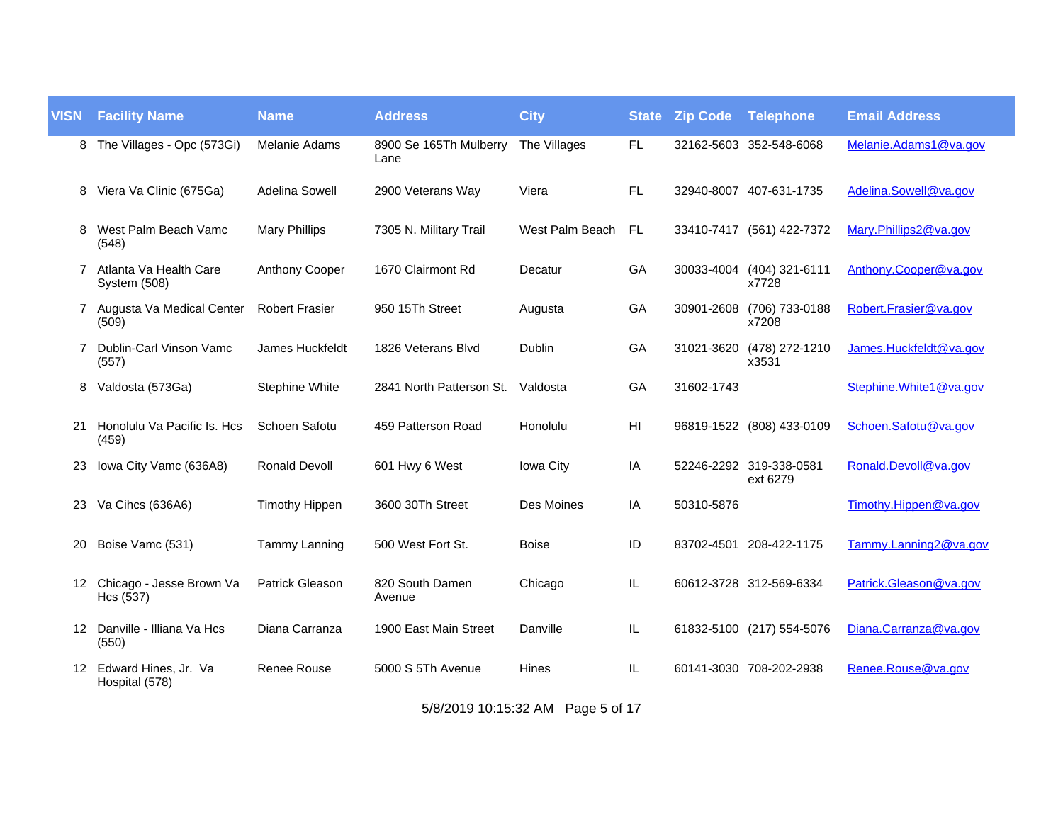| VISN | Facility Name | Name | Address | City | State | Zip Code | Telephone | Email Address |
|---|---|---|---|---|---|---|---|---|
| 8 | The Villages - Opc (573Gi) | Melanie Adams | 8900 Se 165Th Mulberry Lane | The Villages | FL | 32162-5603 | 352-548-6068 | Melanie.Adams1@va.gov |
| 8 | Viera Va Clinic (675Ga) | Adelina Sowell | 2900 Veterans Way | Viera | FL | 32940-8007 | 407-631-1735 | Adelina.Sowell@va.gov |
| 8 | West Palm Beach Vamc (548) | Mary Phillips | 7305 N. Military Trail | West Palm Beach | FL | 33410-7417 | (561) 422-7372 | Mary.Phillips2@va.gov |
| 7 | Atlanta Va Health Care System (508) | Anthony Cooper | 1670 Clairmont Rd | Decatur | GA | 30033-4004 | (404) 321-6111 x7728 | Anthony.Cooper@va.gov |
| 7 | Augusta Va Medical Center (509) | Robert Frasier | 950 15Th Street | Augusta | GA | 30901-2608 | (706) 733-0188 x7208 | Robert.Frasier@va.gov |
| 7 | Dublin-Carl Vinson Vamc (557) | James Huckfeldt | 1826 Veterans Blvd | Dublin | GA | 31021-3620 | (478) 272-1210 x3531 | James.Huckfeldt@va.gov |
| 8 | Valdosta (573Ga) | Stephine White | 2841 North Patterson St. | Valdosta | GA | 31602-1743 | | Stephine.White1@va.gov |
| 21 | Honolulu Va Pacific Is. Hcs (459) | Schoen Safotu | 459 Patterson Road | Honolulu | HI | 96819-1522 | (808) 433-0109 | Schoen.Safotu@va.gov |
| 23 | Iowa City Vamc (636A8) | Ronald Devoll | 601 Hwy 6 West | Iowa City | IA | 52246-2292 | 319-338-0581 ext 6279 | Ronald.Devoll@va.gov |
| 23 | Va Cihcs (636A6) | Timothy Hippen | 3600 30Th Street | Des Moines | IA | 50310-5876 | | Timothy.Hippen@va.gov |
| 20 | Boise Vamc (531) | Tammy Lanning | 500 West Fort St. | Boise | ID | 83702-4501 | 208-422-1175 | Tammy.Lanning2@va.gov |
| 12 | Chicago - Jesse Brown Va Hcs (537) | Patrick Gleason | 820 South Damen Avenue | Chicago | IL | 60612-3728 | 312-569-6334 | Patrick.Gleason@va.gov |
| 12 | Danville - Illiana Va Hcs (550) | Diana Carranza | 1900 East Main Street | Danville | IL | 61832-5100 | (217) 554-5076 | Diana.Carranza@va.gov |
| 12 | Edward Hines, Jr. Va Hospital (578) | Renee Rouse | 5000 S 5Th Avenue | Hines | IL | 60141-3030 | 708-202-2938 | Renee.Rouse@va.gov |

5/8/2019 10:15:32 AM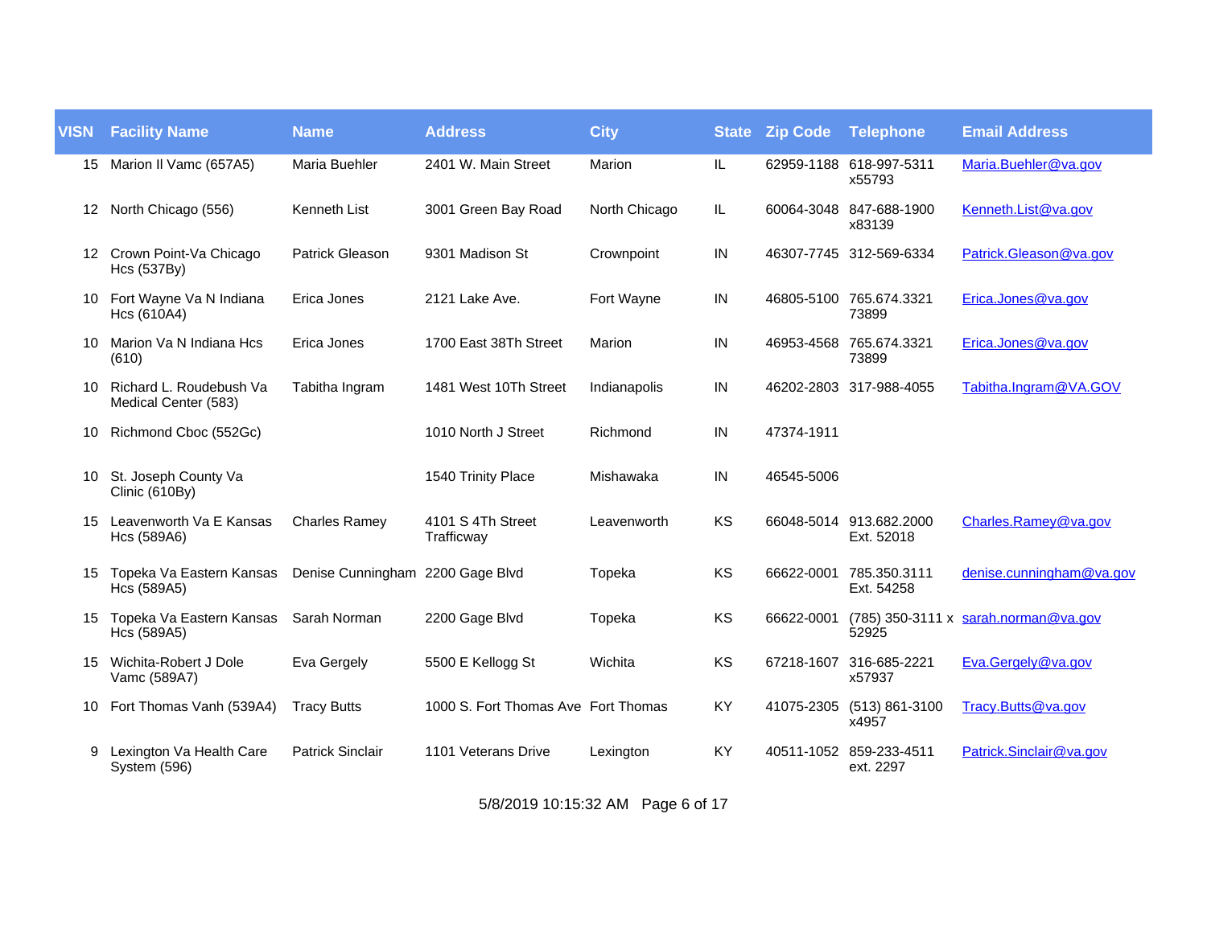| VISN | Facility Name | Name | Address | City | State | Zip Code | Telephone | Email Address |
|---|---|---|---|---|---|---|---|---|
| 15 | Marion Il Vamc (657A5) | Maria Buehler | 2401 W. Main Street | Marion | IL | 62959-1188 | 618-997-5311 x55793 | Maria.Buehler@va.gov |
| 12 | North Chicago (556) | Kenneth List | 3001 Green Bay Road | North Chicago | IL | 60064-3048 | 847-688-1900 x83139 | Kenneth.List@va.gov |
| 12 | Crown Point-Va Chicago Hcs (537By) | Patrick Gleason | 9301 Madison St | Crownpoint | IN | 46307-7745 | 312-569-6334 | Patrick.Gleason@va.gov |
| 10 | Fort Wayne Va N Indiana Hcs (610A4) | Erica Jones | 2121 Lake Ave. | Fort Wayne | IN | 46805-5100 | 765.674.3321 73899 | Erica.Jones@va.gov |
| 10 | Marion Va N Indiana Hcs (610) | Erica Jones | 1700 East 38Th Street | Marion | IN | 46953-4568 | 765.674.3321 73899 | Erica.Jones@va.gov |
| 10 | Richard L. Roudebush Va Medical Center (583) | Tabitha Ingram | 1481 West 10Th Street | Indianapolis | IN | 46202-2803 | 317-988-4055 | Tabitha.Ingram@VA.GOV |
| 10 | Richmond Cboc (552Gc) | | 1010 North J Street | Richmond | IN | 47374-1911 | | |
| 10 | St. Joseph County Va Clinic (610By) | | 1540 Trinity Place | Mishawaka | IN | 46545-5006 | | |
| 15 | Leavenworth Va E Kansas Hcs (589A6) | Charles Ramey | 4101 S 4Th Street Trafficway | Leavenworth | KS | 66048-5014 | 913.682.2000 Ext. 52018 | Charles.Ramey@va.gov |
| 15 | Topeka Va Eastern Kansas Hcs (589A5) | Denise Cunningham | 2200 Gage Blvd | Topeka | KS | 66622-0001 | 785.350.3111 Ext. 54258 | denise.cunningham@va.gov |
| 15 | Topeka Va Eastern Kansas Hcs (589A5) | Sarah Norman | 2200 Gage Blvd | Topeka | KS | 66622-0001 | (785) 350-3111 x 52925 | sarah.norman@va.gov |
| 15 | Wichita-Robert J Dole Vamc (589A7) | Eva Gergely | 5500 E Kellogg St | Wichita | KS | 67218-1607 | 316-685-2221 x57937 | Eva.Gergely@va.gov |
| 10 | Fort Thomas Vanh (539A4) | Tracy Butts | 1000 S. Fort Thomas Ave | Fort Thomas | KY | 41075-2305 | (513) 861-3100 x4957 | Tracy.Butts@va.gov |
| 9 | Lexington Va Health Care System (596) | Patrick Sinclair | 1101 Veterans Drive | Lexington | KY | 40511-1052 | 859-233-4511 ext. 2297 | Patrick.Sinclair@va.gov |

5/8/2019 10:15:32 AM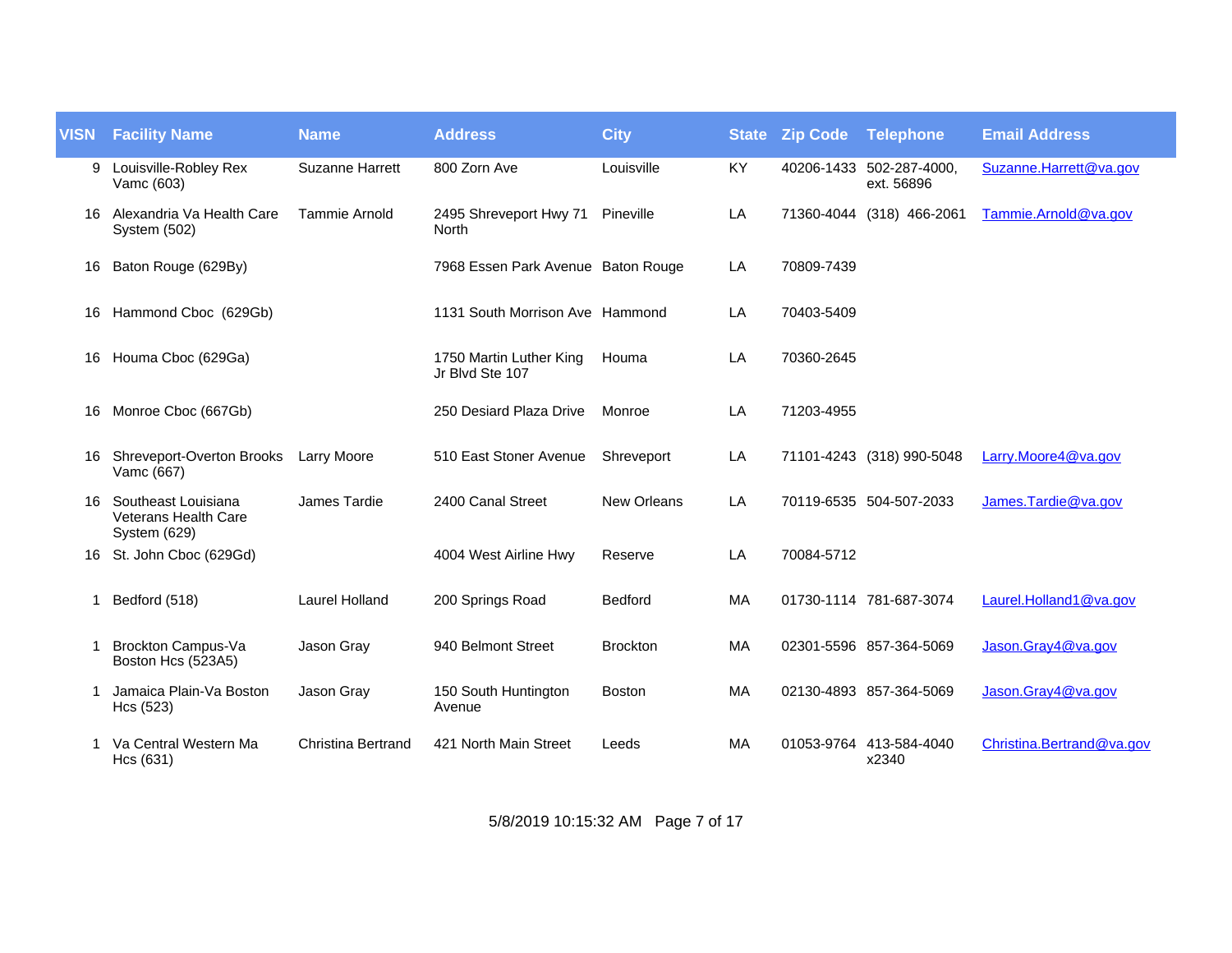| VISN | Facility Name | Name | Address | City | State | Zip Code | Telephone | Email Address |
|---|---|---|---|---|---|---|---|---|
| 9 | Louisville-Robley Rex Vamc (603) | Suzanne Harrett | 800 Zorn Ave | Louisville | KY | 40206-1433 | 502-287-4000, ext. 56896 | Suzanne.Harrett@va.gov |
| 16 | Alexandria Va Health Care System (502) | Tammie Arnold | 2495 Shreveport Hwy 71 North | Pineville | LA | 71360-4044 | (318) 466-2061 | Tammie.Arnold@va.gov |
| 16 | Baton Rouge (629By) | | 7968 Essen Park Avenue | Baton Rouge | LA | 70809-7439 | | |
| 16 | Hammond Cboc (629Gb) | | 1131 South Morrison Ave | Hammond | LA | 70403-5409 | | |
| 16 | Houma Cboc (629Ga) | | 1750 Martin Luther King Jr Blvd Ste 107 | Houma | LA | 70360-2645 | | |
| 16 | Monroe Cboc (667Gb) | | 250 Desiard Plaza Drive | Monroe | LA | 71203-4955 | | |
| 16 | Shreveport-Overton Brooks Vamc (667) | Larry Moore | 510 East Stoner Avenue | Shreveport | LA | 71101-4243 | (318) 990-5048 | Larry.Moore4@va.gov |
| 16 | Southeast Louisiana Veterans Health Care System (629) | James Tardie | 2400 Canal Street | New Orleans | LA | 70119-6535 | 504-507-2033 | James.Tardie@va.gov |
| 16 | St. John Cboc (629Gd) | | 4004 West Airline Hwy | Reserve | LA | 70084-5712 | | |
| 1 | Bedford (518) | Laurel Holland | 200 Springs Road | Bedford | MA | 01730-1114 | 781-687-3074 | Laurel.Holland1@va.gov |
| 1 | Brockton Campus-Va Boston Hcs (523A5) | Jason Gray | 940 Belmont Street | Brockton | MA | 02301-5596 | 857-364-5069 | Jason.Gray4@va.gov |
| 1 | Jamaica Plain-Va Boston Hcs (523) | Jason Gray | 150 South Huntington Avenue | Boston | MA | 02130-4893 | 857-364-5069 | Jason.Gray4@va.gov |
| 1 | Va Central Western Ma Hcs (631) | Christina Bertrand | 421 North Main Street | Leeds | MA | 01053-9764 | 413-584-4040 x2340 | Christina.Bertrand@va.gov |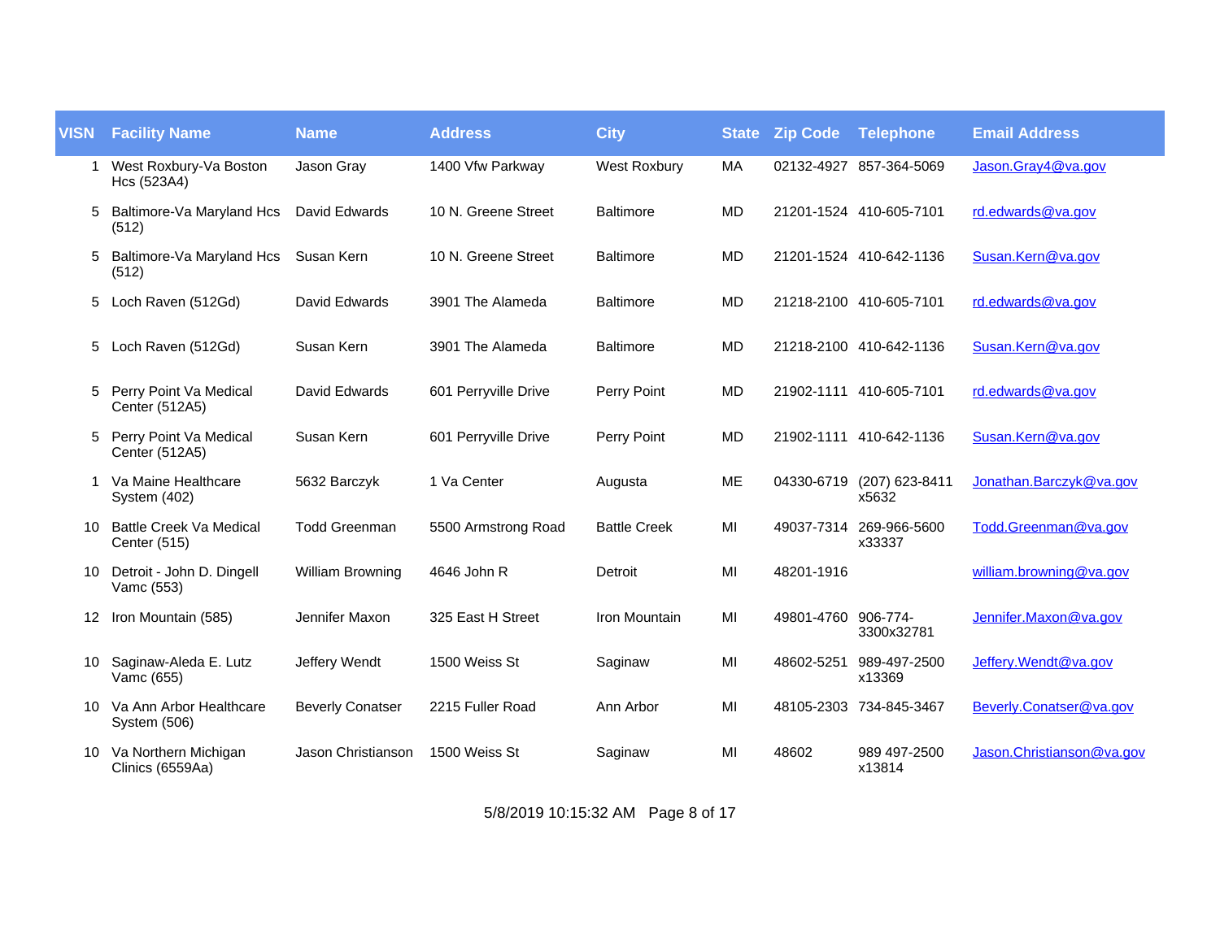| VISN | Facility Name | Name | Address | City | State | Zip Code | Telephone | Email Address |
| --- | --- | --- | --- | --- | --- | --- | --- | --- |
| 1 | West Roxbury-Va Boston Hcs (523A4) | Jason Gray | 1400 Vfw Parkway | West Roxbury | MA | 02132-4927 | 857-364-5069 | Jason.Gray4@va.gov |
| 5 | Baltimore-Va Maryland Hcs (512) | David Edwards | 10 N. Greene Street | Baltimore | MD | 21201-1524 | 410-605-7101 | rd.edwards@va.gov |
| 5 | Baltimore-Va Maryland Hcs (512) | Susan Kern | 10 N. Greene Street | Baltimore | MD | 21201-1524 | 410-642-1136 | Susan.Kern@va.gov |
| 5 | Loch Raven (512Gd) | David Edwards | 3901 The Alameda | Baltimore | MD | 21218-2100 | 410-605-7101 | rd.edwards@va.gov |
| 5 | Loch Raven (512Gd) | Susan Kern | 3901 The Alameda | Baltimore | MD | 21218-2100 | 410-642-1136 | Susan.Kern@va.gov |
| 5 | Perry Point Va Medical Center (512A5) | David Edwards | 601 Perryville Drive | Perry Point | MD | 21902-1111 | 410-605-7101 | rd.edwards@va.gov |
| 5 | Perry Point Va Medical Center (512A5) | Susan Kern | 601 Perryville Drive | Perry Point | MD | 21902-1111 | 410-642-1136 | Susan.Kern@va.gov |
| 1 | Va Maine Healthcare System (402) | 5632 Barczyk | 1 Va Center | Augusta | ME | 04330-6719 | (207) 623-8411 x5632 | Jonathan.Barczyk@va.gov |
| 10 | Battle Creek Va Medical Center (515) | Todd Greenman | 5500 Armstrong Road | Battle Creek | MI | 49037-7314 | 269-966-5600 x33337 | Todd.Greenman@va.gov |
| 10 | Detroit - John D. Dingell Vamc (553) | William Browning | 4646 John R | Detroit | MI | 48201-1916 | | william.browning@va.gov |
| 12 | Iron Mountain (585) | Jennifer Maxon | 325 East H Street | Iron Mountain | MI | 49801-4760 | 906-774-3300x32781 | Jennifer.Maxon@va.gov |
| 10 | Saginaw-Aleda E. Lutz Vamc (655) | Jeffery Wendt | 1500 Weiss St | Saginaw | MI | 48602-5251 | 989-497-2500 x13369 | Jeffery.Wendt@va.gov |
| 10 | Va Ann Arbor Healthcare System (506) | Beverly Conatser | 2215 Fuller Road | Ann Arbor | MI | 48105-2303 | 734-845-3467 | Beverly.Conatser@va.gov |
| 10 | Va Northern Michigan Clinics (6559Aa) | Jason Christianson | 1500 Weiss St | Saginaw | MI | 48602 | 989 497-2500 x13814 | Jason.Christianson@va.gov |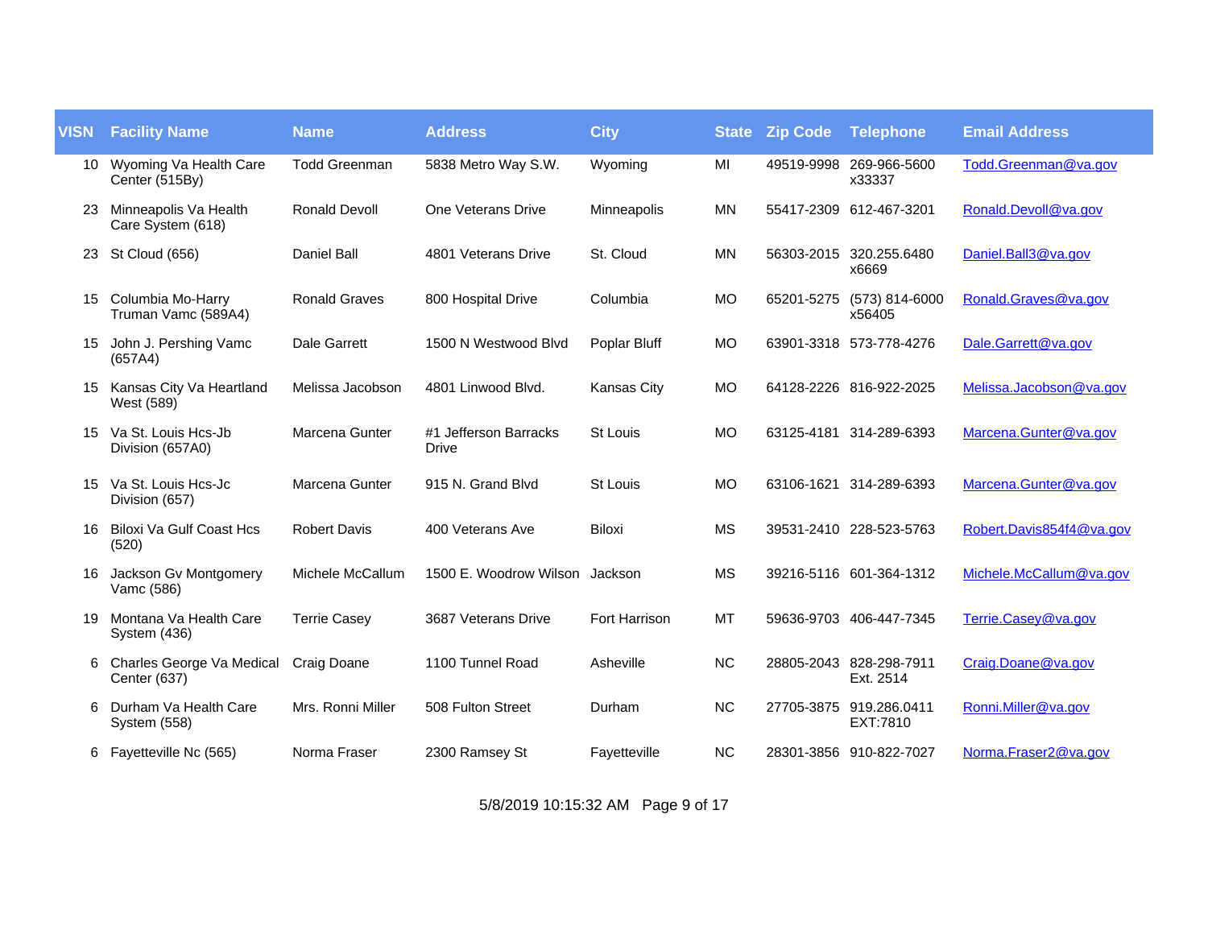| VISN | Facility Name | Name | Address | City | State | Zip Code | Telephone | Email Address |
|---|---|---|---|---|---|---|---|---|
| 10 | Wyoming Va Health Care Center (515By) | Todd Greenman | 5838 Metro Way S.W. | Wyoming | MI | 49519-9998 | 269-966-5600 x33337 | Todd.Greenman@va.gov |
| 23 | Minneapolis Va Health Care System (618) | Ronald Devoll | One Veterans Drive | Minneapolis | MN | 55417-2309 | 612-467-3201 | Ronald.Devoll@va.gov |
| 23 | St Cloud (656) | Daniel Ball | 4801 Veterans Drive | St. Cloud | MN | 56303-2015 | 320.255.6480 x6669 | Daniel.Ball3@va.gov |
| 15 | Columbia Mo-Harry Truman Vamc (589A4) | Ronald Graves | 800 Hospital Drive | Columbia | MO | 65201-5275 | (573) 814-6000 x56405 | Ronald.Graves@va.gov |
| 15 | John J. Pershing Vamc (657A4) | Dale Garrett | 1500 N Westwood Blvd | Poplar Bluff | MO | 63901-3318 | 573-778-4276 | Dale.Garrett@va.gov |
| 15 | Kansas City Va Heartland West (589) | Melissa Jacobson | 4801 Linwood Blvd. | Kansas City | MO | 64128-2226 | 816-922-2025 | Melissa.Jacobson@va.gov |
| 15 | Va St. Louis Hcs-Jb Division (657A0) | Marcena Gunter | #1 Jefferson Barracks Drive | St Louis | MO | 63125-4181 | 314-289-6393 | Marcena.Gunter@va.gov |
| 15 | Va St. Louis Hcs-Jc Division (657) | Marcena Gunter | 915 N. Grand Blvd | St Louis | MO | 63106-1621 | 314-289-6393 | Marcena.Gunter@va.gov |
| 16 | Biloxi Va Gulf Coast Hcs (520) | Robert Davis | 400 Veterans Ave | Biloxi | MS | 39531-2410 | 228-523-5763 | Robert.Davis854f4@va.gov |
| 16 | Jackson Gv Montgomery Vamc (586) | Michele McCallum | 1500 E. Woodrow Wilson | Jackson | MS | 39216-5116 | 601-364-1312 | Michele.McCallum@va.gov |
| 19 | Montana Va Health Care System (436) | Terrie Casey | 3687 Veterans Drive | Fort Harrison | MT | 59636-9703 | 406-447-7345 | Terrie.Casey@va.gov |
| 6 | Charles George Va Medical Center (637) | Craig Doane | 1100 Tunnel Road | Asheville | NC | 28805-2043 | 828-298-7911 Ext. 2514 | Craig.Doane@va.gov |
| 6 | Durham Va Health Care System (558) | Mrs. Ronni Miller | 508 Fulton Street | Durham | NC | 27705-3875 | 919.286.0411 EXT:7810 | Ronni.Miller@va.gov |
| 6 | Fayetteville Nc (565) | Norma Fraser | 2300 Ramsey St | Fayetteville | NC | 28301-3856 | 910-822-7027 | Norma.Fraser2@va.gov |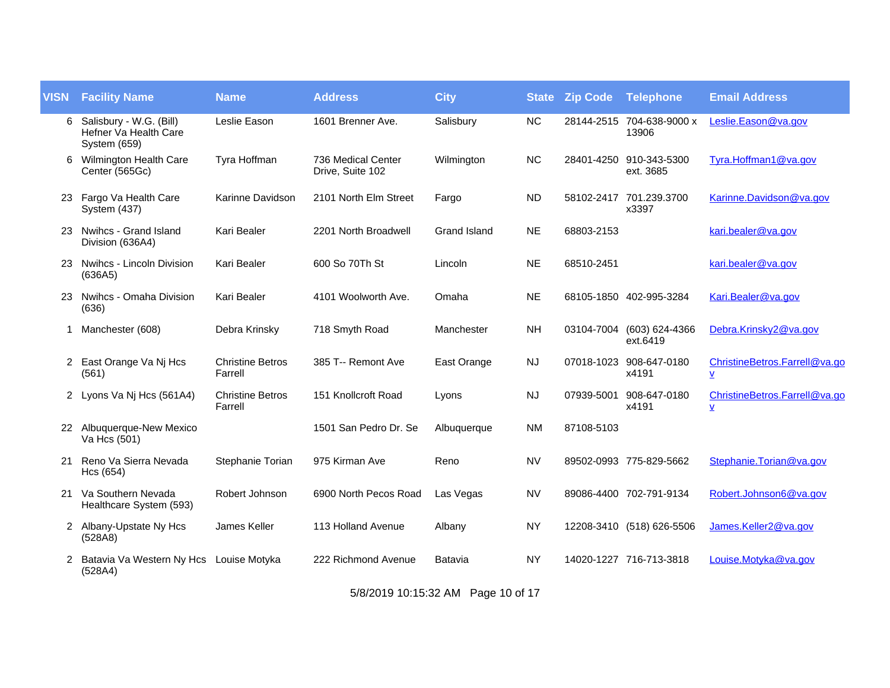| VISN | Facility Name | Name | Address | City | State | Zip Code | Telephone | Email Address |
|---|---|---|---|---|---|---|---|---|
| 6 | Salisbury - W.G. (Bill) Hefner Va Health Care System (659) | Leslie Eason | 1601 Brenner Ave. | Salisbury | NC | 28144-2515 | 704-638-9000 x 13906 | Leslie.Eason@va.gov |
| 6 | Wilmington Health Care Center (565Gc) | Tyra Hoffman | 736 Medical Center Drive, Suite 102 | Wilmington | NC | 28401-4250 | 910-343-5300 ext. 3685 | Tyra.Hoffman1@va.gov |
| 23 | Fargo Va Health Care System (437) | Karinne Davidson | 2101 North Elm Street | Fargo | ND | 58102-2417 | 701.239.3700 x3397 | Karinne.Davidson@va.gov |
| 23 | Nwihcs - Grand Island Division (636A4) | Kari Bealer | 2201 North Broadwell | Grand Island | NE | 68803-2153 | | kari.bealer@va.gov |
| 23 | Nwihcs - Lincoln Division (636A5) | Kari Bealer | 600 So 70Th St | Lincoln | NE | 68510-2451 | | kari.bealer@va.gov |
| 23 | Nwihcs - Omaha Division (636) | Kari Bealer | 4101 Woolworth Ave. | Omaha | NE | 68105-1850 | 402-995-3284 | Kari.Bealer@va.gov |
| 1 | Manchester (608) | Debra Krinsky | 718 Smyth Road | Manchester | NH | 03104-7004 | (603) 624-4366 ext.6419 | Debra.Krinsky2@va.gov |
| 2 | East Orange Va Nj Hcs (561) | Christine Betros Farrell | 385 T-- Remont Ave | East Orange | NJ | 07018-1023 | 908-647-0180 x4191 | ChristineBetros.Farrell@va.gov |
| 2 | Lyons Va Nj Hcs (561A4) | Christine Betros Farrell | 151 Knollcroft Road | Lyons | NJ | 07939-5001 | 908-647-0180 x4191 | ChristineBetros.Farrell@va.gov |
| 22 | Albuquerque-New Mexico Va Hcs (501) | | 1501 San Pedro Dr. Se | Albuquerque | NM | 87108-5103 | | |
| 21 | Reno Va Sierra Nevada Hcs (654) | Stephanie Torian | 975 Kirman Ave | Reno | NV | 89502-0993 | 775-829-5662 | Stephanie.Torian@va.gov |
| 21 | Va Southern Nevada Healthcare System (593) | Robert Johnson | 6900 North Pecos Road | Las Vegas | NV | 89086-4400 | 702-791-9134 | Robert.Johnson6@va.gov |
| 2 | Albany-Upstate Ny Hcs (528A8) | James Keller | 113 Holland Avenue | Albany | NY | 12208-3410 | (518) 626-5506 | James.Keller2@va.gov |
| 2 | Batavia Va Western Ny Hcs (528A4) | Louise Motyka | 222 Richmond Avenue | Batavia | NY | 14020-1227 | 716-713-3818 | Louise.Motyka@va.gov |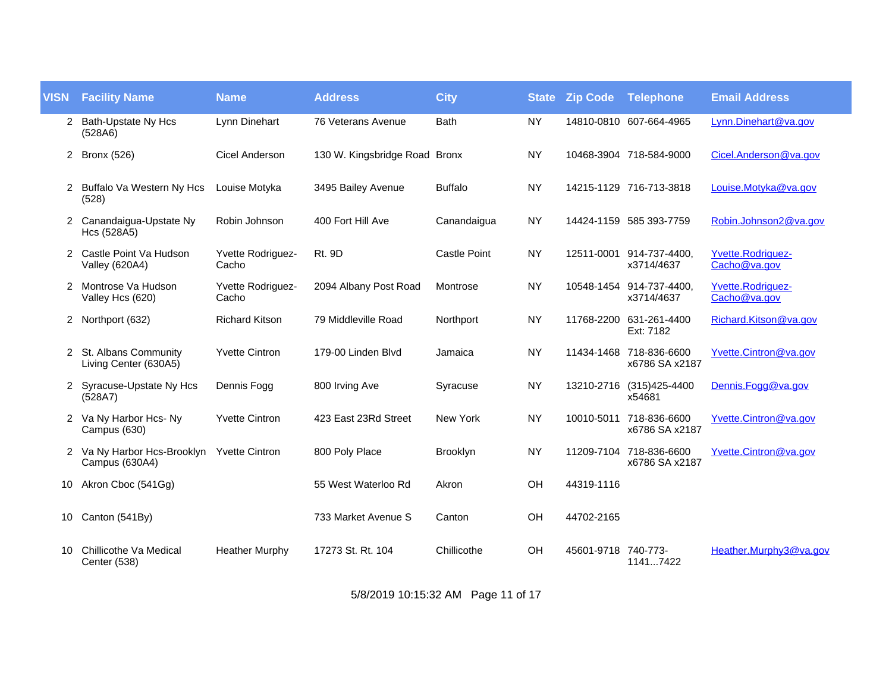| VISN | Facility Name | Name | Address | City | State | Zip Code | Telephone | Email Address |
|---|---|---|---|---|---|---|---|---|
| 2 | Bath-Upstate Ny Hcs (528A6) | Lynn Dinehart | 76 Veterans Avenue | Bath | NY | 14810-0810 | 607-664-4965 | Lynn.Dinehart@va.gov |
| 2 | Bronx (526) | Cicel Anderson | 130 W. Kingsbridge Road | Bronx | NY | 10468-3904 | 718-584-9000 | Cicel.Anderson@va.gov |
| 2 | Buffalo Va Western Ny Hcs (528) | Louise Motyka | 3495 Bailey Avenue | Buffalo | NY | 14215-1129 | 716-713-3818 | Louise.Motyka@va.gov |
| 2 | Canandaigua-Upstate Ny Hcs (528A5) | Robin Johnson | 400 Fort Hill Ave | Canandaigua | NY | 14424-1159 | 585 393-7759 | Robin.Johnson2@va.gov |
| 2 | Castle Point Va Hudson Valley (620A4) | Yvette Rodriguez-Cacho | Rt. 9D | Castle Point | NY | 12511-0001 | 914-737-4400, x3714/4637 | Yvette.Rodriguez-Cacho@va.gov |
| 2 | Montrose Va Hudson Valley Hcs (620) | Yvette Rodriguez-Cacho | 2094 Albany Post Road | Montrose | NY | 10548-1454 | 914-737-4400, x3714/4637 | Yvette.Rodriguez-Cacho@va.gov |
| 2 | Northport (632) | Richard Kitson | 79 Middleville Road | Northport | NY | 11768-2200 | 631-261-4400 Ext: 7182 | Richard.Kitson@va.gov |
| 2 | St. Albans Community Living Center (630A5) | Yvette Cintron | 179-00 Linden Blvd | Jamaica | NY | 11434-1468 | 718-836-6600 x6786 SA x2187 | Yvette.Cintron@va.gov |
| 2 | Syracuse-Upstate Ny Hcs (528A7) | Dennis Fogg | 800 Irving Ave | Syracuse | NY | 13210-2716 | (315)425-4400 x54681 | Dennis.Fogg@va.gov |
| 2 | Va Ny Harbor Hcs- Ny Campus (630) | Yvette Cintron | 423 East 23Rd Street | New York | NY | 10010-5011 | 718-836-6600 x6786 SA x2187 | Yvette.Cintron@va.gov |
| 2 | Va Ny Harbor Hcs-Brooklyn Campus (630A4) | Yvette Cintron | 800 Poly Place | Brooklyn | NY | 11209-7104 | 718-836-6600 x6786 SA x2187 | Yvette.Cintron@va.gov |
| 10 | Akron Cboc (541Gg) | | 55 West Waterloo Rd | Akron | OH | 44319-1116 | | |
| 10 | Canton (541By) | | 733 Market Avenue S | Canton | OH | 44702-2165 | | |
| 10 | Chillicothe Va Medical Center (538) | Heather Murphy | 17273 St. Rt. 104 | Chillicothe | OH | 45601-9718 | 740-773-1141...7422 | Heather.Murphy3@va.gov |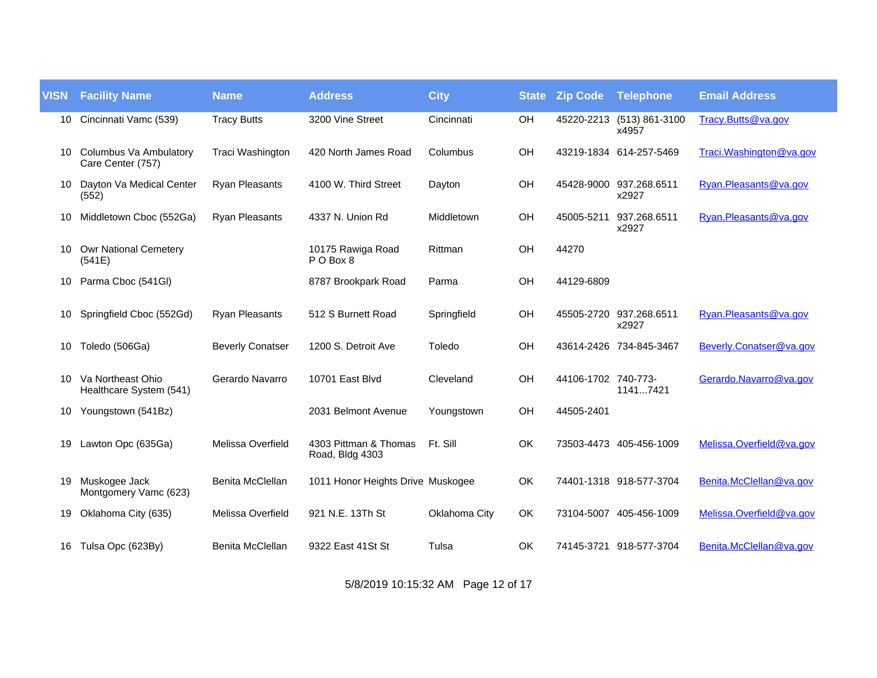| VISN | Facility Name | Name | Address | City | State | Zip Code | Telephone | Email Address |
|---|---|---|---|---|---|---|---|---|
| 10 | Cincinnati Vamc (539) | Tracy Butts | 3200 Vine Street | Cincinnati | OH | 45220-2213 | (513) 861-3100 x4957 | Tracy.Butts@va.gov |
| 10 | Columbus Va Ambulatory Care Center (757) | Traci Washington | 420 North James Road | Columbus | OH | 43219-1834 | 614-257-5469 | Traci.Washington@va.gov |
| 10 | Dayton Va Medical Center (552) | Ryan Pleasants | 4100 W. Third Street | Dayton | OH | 45428-9000 | 937.268.6511 x2927 | Ryan.Pleasants@va.gov |
| 10 | Middletown Cboc (552Ga) | Ryan Pleasants | 4337 N. Union Rd | Middletown | OH | 45005-5211 | 937.268.6511 x2927 | Ryan.Pleasants@va.gov |
| 10 | Owr National Cemetery (541E) | | 10175 Rawiga Road P O Box 8 | Rittman | OH | 44270 | | |
| 10 | Parma Cboc (541Gl) | | 8787 Brookpark Road | Parma | OH | 44129-6809 | | |
| 10 | Springfield Cboc (552Gd) | Ryan Pleasants | 512 S Burnett Road | Springfield | OH | 45505-2720 | 937.268.6511 x2927 | Ryan.Pleasants@va.gov |
| 10 | Toledo (506Ga) | Beverly Conatser | 1200 S. Detroit Ave | Toledo | OH | 43614-2426 | 734-845-3467 | Beverly.Conatser@va.gov |
| 10 | Va Northeast Ohio Healthcare System (541) | Gerardo Navarro | 10701 East Blvd | Cleveland | OH | 44106-1702 | 740-773-1141...7421 | Gerardo.Navarro@va.gov |
| 10 | Youngstown (541Bz) | | 2031 Belmont Avenue | Youngstown | OH | 44505-2401 | | |
| 19 | Lawton Opc (635Ga) | Melissa Overfield | 4303 Pittman & Thomas Road, Bldg 4303 | Ft. Sill | OK | 73503-4473 | 405-456-1009 | Melissa.Overfield@va.gov |
| 19 | Muskogee Jack Montgomery Vamc (623) | Benita McClellan | 1011 Honor Heights Drive | Muskogee | OK | 74401-1318 | 918-577-3704 | Benita.McClellan@va.gov |
| 19 | Oklahoma City (635) | Melissa Overfield | 921 N.E. 13Th St | Oklahoma City | OK | 73104-5007 | 405-456-1009 | Melissa.Overfield@va.gov |
| 16 | Tulsa Opc (623By) | Benita McClellan | 9322 East 41St St | Tulsa | OK | 74145-3721 | 918-577-3704 | Benita.McClellan@va.gov |

5/8/2019 10:15:32 AM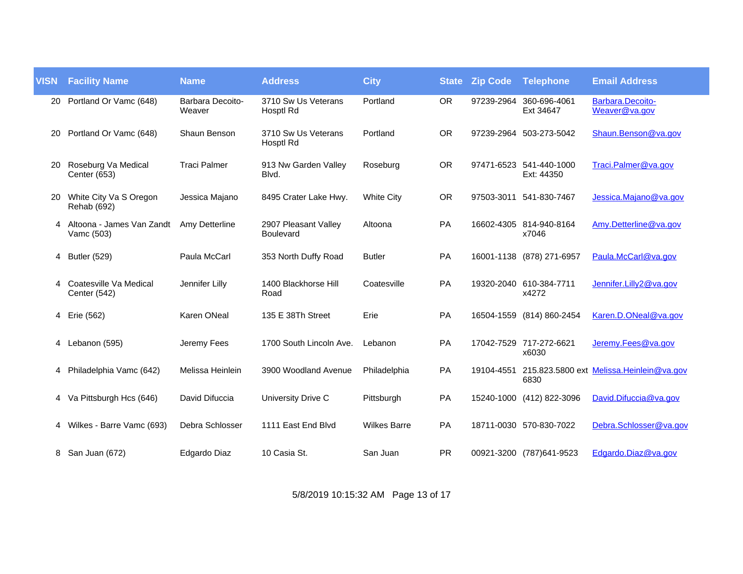| VISN | Facility Name | Name | Address | City | State | Zip Code | Telephone | Email Address |
|---|---|---|---|---|---|---|---|---|
| 20 | Portland Or Vamc (648) | Barbara Decoito-Weaver | 3710 Sw Us Veterans Hosptl Rd | Portland | OR | 97239-2964 | 360-696-4061 Ext 34647 | Barbara.Decoito-Weaver@va.gov |
| 20 | Portland Or Vamc (648) | Shaun Benson | 3710 Sw Us Veterans Hosptl Rd | Portland | OR | 97239-2964 | 503-273-5042 | Shaun.Benson@va.gov |
| 20 | Roseburg Va Medical Center (653) | Traci Palmer | 913 Nw Garden Valley Blvd. | Roseburg | OR | 97471-6523 | 541-440-1000 Ext: 44350 | Traci.Palmer@va.gov |
| 20 | White City Va S Oregon Rehab (692) | Jessica Majano | 8495 Crater Lake Hwy. | White City | OR | 97503-3011 | 541-830-7467 | Jessica.Majano@va.gov |
| 4 | Altoona - James Van Zandt Vamc (503) | Amy Detterline | 2907 Pleasant Valley Boulevard | Altoona | PA | 16602-4305 | 814-940-8164 x7046 | Amy.Detterline@va.gov |
| 4 | Butler (529) | Paula McCarl | 353 North Duffy Road | Butler | PA | 16001-1138 | (878) 271-6957 | Paula.McCarl@va.gov |
| 4 | Coatesville Va Medical Center (542) | Jennifer Lilly | 1400 Blackhorse Hill Road | Coatesville | PA | 19320-2040 | 610-384-7711 x4272 | Jennifer.Lilly2@va.gov |
| 4 | Erie (562) | Karen ONeal | 135 E 38Th Street | Erie | PA | 16504-1559 | (814) 860-2454 | Karen.D.ONeal@va.gov |
| 4 | Lebanon (595) | Jeremy Fees | 1700 South Lincoln Ave. | Lebanon | PA | 17042-7529 | 717-272-6621 x6030 | Jeremy.Fees@va.gov |
| 4 | Philadelphia Vamc (642) | Melissa Heinlein | 3900 Woodland Avenue | Philadelphia | PA | 19104-4551 | 215.823.5800 ext 6830 | Melissa.Heinlein@va.gov |
| 4 | Va Pittsburgh Hcs (646) | David Difuccia | University Drive C | Pittsburgh | PA | 15240-1000 | (412) 822-3096 | David.Difuccia@va.gov |
| 4 | Wilkes - Barre Vamc (693) | Debra Schlosser | 1111 East End Blvd | Wilkes Barre | PA | 18711-0030 | 570-830-7022 | Debra.Schlosser@va.gov |
| 8 | San Juan (672) | Edgardo Diaz | 10 Casia St. | San Juan | PR | 00921-3200 | (787)641-9523 | Edgardo.Diaz@va.gov |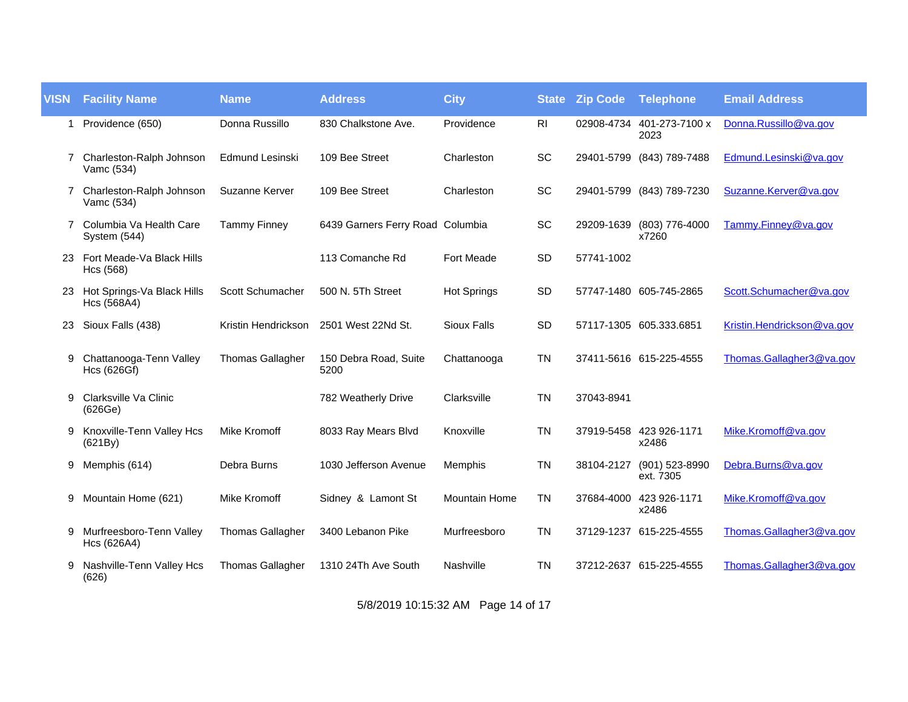| VISN | Facility Name | Name | Address | City | State | Zip Code | Telephone | Email Address |
|---|---|---|---|---|---|---|---|---|
| 1 | Providence (650) | Donna Russillo | 830 Chalkstone Ave. | Providence | RI | 02908-4734 | 401-273-7100 x 2023 | Donna.Russillo@va.gov |
| 7 | Charleston-Ralph Johnson Vamc (534) | Edmund Lesinski | 109 Bee Street | Charleston | SC | 29401-5799 | (843) 789-7488 | Edmund.Lesinski@va.gov |
| 7 | Charleston-Ralph Johnson Vamc (534) | Suzanne Kerver | 109 Bee Street | Charleston | SC | 29401-5799 | (843) 789-7230 | Suzanne.Kerver@va.gov |
| 7 | Columbia Va Health Care System (544) | Tammy Finney | 6439 Garners Ferry Road | Columbia | SC | 29209-1639 | (803) 776-4000 x7260 | Tammy.Finney@va.gov |
| 23 | Fort Meade-Va Black Hills Hcs (568) | | 113 Comanche Rd | Fort Meade | SD | 57741-1002 | | |
| 23 | Hot Springs-Va Black Hills Hcs (568A4) | Scott Schumacher | 500 N. 5Th Street | Hot Springs | SD | 57747-1480 | 605-745-2865 | Scott.Schumacher@va.gov |
| 23 | Sioux Falls (438) | Kristin Hendrickson | 2501 West 22Nd St. | Sioux Falls | SD | 57117-1305 | 605.333.6851 | Kristin.Hendrickson@va.gov |
| 9 | Chattanooga-Tenn Valley Hcs (626Gf) | Thomas Gallagher | 150 Debra Road, Suite 5200 | Chattanooga | TN | 37411-5616 | 615-225-4555 | Thomas.Gallagher3@va.gov |
| 9 | Clarksville Va Clinic (626Ge) | | 782 Weatherly Drive | Clarksville | TN | 37043-8941 | | |
| 9 | Knoxville-Tenn Valley Hcs (621By) | Mike Kromoff | 8033 Ray Mears Blvd | Knoxville | TN | 37919-5458 | 423 926-1171 x2486 | Mike.Kromoff@va.gov |
| 9 | Memphis (614) | Debra Burns | 1030 Jefferson Avenue | Memphis | TN | 38104-2127 | (901) 523-8990 ext. 7305 | Debra.Burns@va.gov |
| 9 | Mountain Home (621) | Mike Kromoff | Sidney & Lamont St | Mountain Home | TN | 37684-4000 | 423 926-1171 x2486 | Mike.Kromoff@va.gov |
| 9 | Murfreesboro-Tenn Valley Hcs (626A4) | Thomas Gallagher | 3400 Lebanon Pike | Murfreesboro | TN | 37129-1237 | 615-225-4555 | Thomas.Gallagher3@va.gov |
| 9 | Nashville-Tenn Valley Hcs (626) | Thomas Gallagher | 1310 24Th Ave South | Nashville | TN | 37212-2637 | 615-225-4555 | Thomas.Gallagher3@va.gov |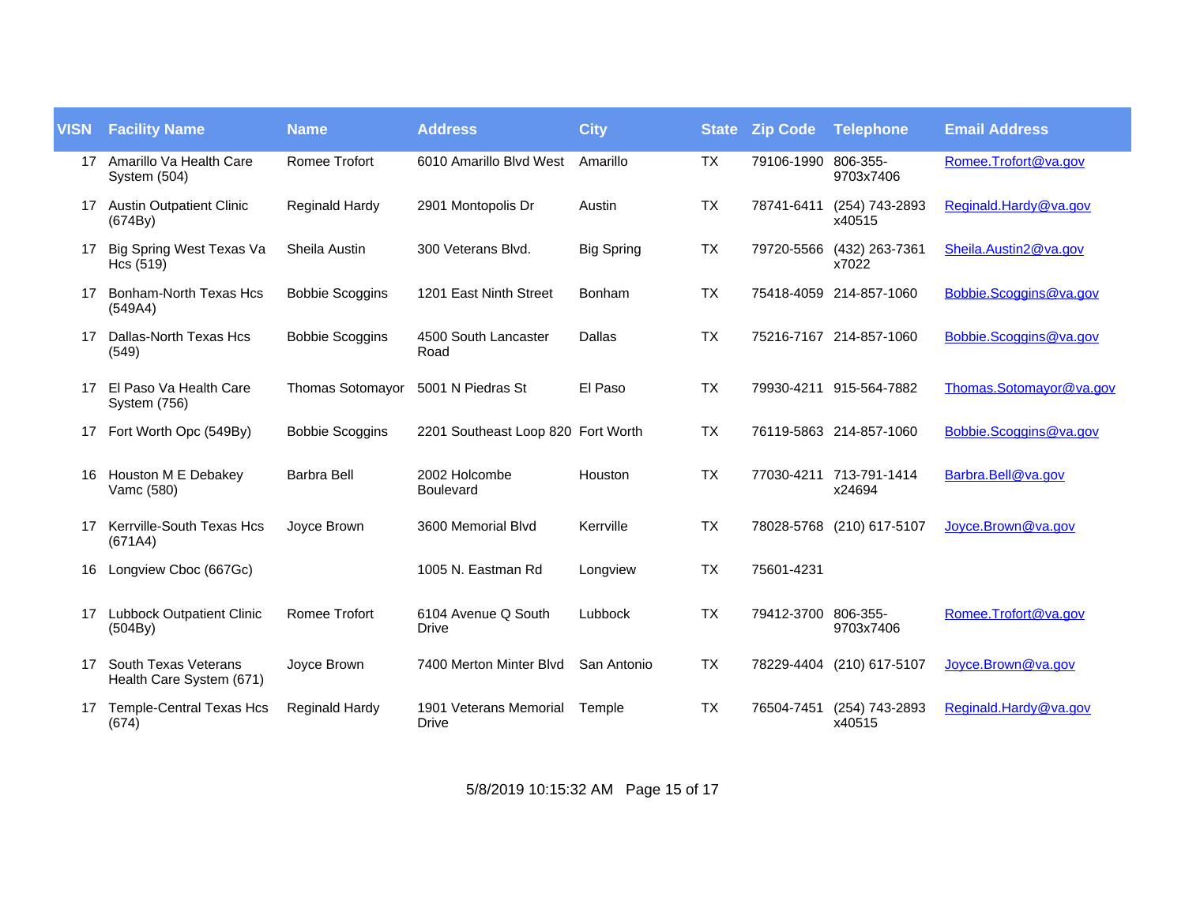| VISN | Facility Name | Name | Address | City | State | Zip Code | Telephone | Email Address |
|---|---|---|---|---|---|---|---|---|
| 17 | Amarillo Va Health Care System (504) | Romee Trofort | 6010 Amarillo Blvd West | Amarillo | TX | 79106-1990 | 806-355-9703x7406 | Romee.Trofort@va.gov |
| 17 | Austin Outpatient Clinic (674By) | Reginald Hardy | 2901 Montopolis Dr | Austin | TX | 78741-6411 | (254) 743-2893 x40515 | Reginald.Hardy@va.gov |
| 17 | Big Spring West Texas Va Hcs (519) | Sheila Austin | 300 Veterans Blvd. | Big Spring | TX | 79720-5566 | (432) 263-7361 x7022 | Sheila.Austin2@va.gov |
| 17 | Bonham-North Texas Hcs (549A4) | Bobbie Scoggins | 1201 East Ninth Street | Bonham | TX | 75418-4059 | 214-857-1060 | Bobbie.Scoggins@va.gov |
| 17 | Dallas-North Texas Hcs (549) | Bobbie Scoggins | 4500 South Lancaster Road | Dallas | TX | 75216-7167 | 214-857-1060 | Bobbie.Scoggins@va.gov |
| 17 | El Paso Va Health Care System (756) | Thomas Sotomayor | 5001 N Piedras St | El Paso | TX | 79930-4211 | 915-564-7882 | Thomas.Sotomayor@va.gov |
| 17 | Fort Worth Opc (549By) | Bobbie Scoggins | 2201 Southeast Loop 820 | Fort Worth | TX | 76119-5863 | 214-857-1060 | Bobbie.Scoggins@va.gov |
| 16 | Houston M E Debakey Vamc (580) | Barbra Bell | 2002 Holcombe Boulevard | Houston | TX | 77030-4211 | 713-791-1414 x24694 | Barbra.Bell@va.gov |
| 17 | Kerrville-South Texas Hcs (671A4) | Joyce Brown | 3600 Memorial Blvd | Kerrville | TX | 78028-5768 | (210) 617-5107 | Joyce.Brown@va.gov |
| 16 | Longview Cboc (667Gc) | | 1005 N. Eastman Rd | Longview | TX | 75601-4231 | | |
| 17 | Lubbock Outpatient Clinic (504By) | Romee Trofort | 6104 Avenue Q South Drive | Lubbock | TX | 79412-3700 | 806-355-9703x7406 | Romee.Trofort@va.gov |
| 17 | South Texas Veterans Health Care System (671) | Joyce Brown | 7400 Merton Minter Blvd | San Antonio | TX | 78229-4404 | (210) 617-5107 | Joyce.Brown@va.gov |
| 17 | Temple-Central Texas Hcs (674) | Reginald Hardy | 1901 Veterans Memorial Drive | Temple | TX | 76504-7451 | (254) 743-2893 x40515 | Reginald.Hardy@va.gov |

5/8/2019 10:15:32 AM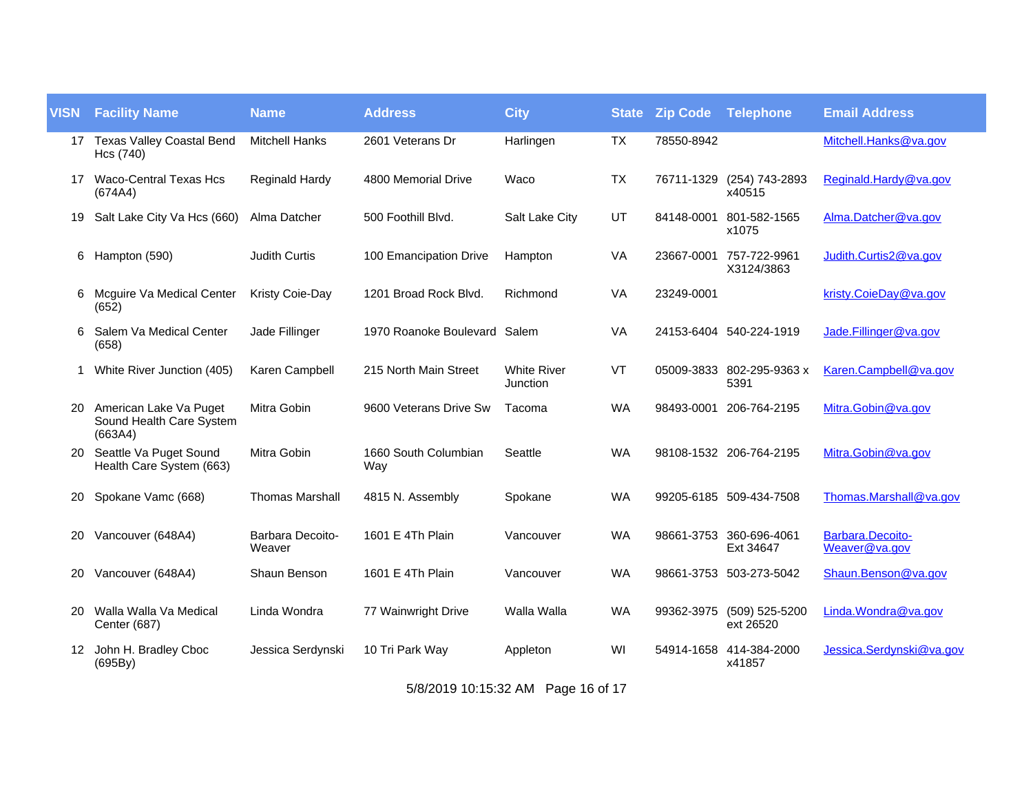| VISN | Facility Name | Name | Address | City | State | Zip Code | Telephone | Email Address |
|---|---|---|---|---|---|---|---|---|
| 17 | Texas Valley Coastal Bend Hcs (740) | Mitchell Hanks | 2601 Veterans Dr | Harlingen | TX | 78550-8942 | | Mitchell.Hanks@va.gov |
| 17 | Waco-Central Texas Hcs (674A4) | Reginald Hardy | 4800 Memorial Drive | Waco | TX | 76711-1329 | (254) 743-2893 x40515 | Reginald.Hardy@va.gov |
| 19 | Salt Lake City Va Hcs (660) | Alma Datcher | 500 Foothill Blvd. | Salt Lake City | UT | 84148-0001 | 801-582-1565 x1075 | Alma.Datcher@va.gov |
| 6 | Hampton (590) | Judith Curtis | 100 Emancipation Drive | Hampton | VA | 23667-0001 | 757-722-9961 X3124/3863 | Judith.Curtis2@va.gov |
| 6 | Mcguire Va Medical Center (652) | Kristy Coie-Day | 1201 Broad Rock Blvd. | Richmond | VA | 23249-0001 | | kristy.CoieDay@va.gov |
| 6 | Salem Va Medical Center (658) | Jade Fillinger | 1970 Roanoke Boulevard | Salem | VA | 24153-6404 | 540-224-1919 | Jade.Fillinger@va.gov |
| 1 | White River Junction (405) | Karen Campbell | 215 North Main Street | White River Junction | VT | 05009-3833 | 802-295-9363 x 5391 | Karen.Campbell@va.gov |
| 20 | American Lake Va Puget Sound Health Care System (663A4) | Mitra Gobin | 9600 Veterans Drive Sw | Tacoma | WA | 98493-0001 | 206-764-2195 | Mitra.Gobin@va.gov |
| 20 | Seattle Va Puget Sound Health Care System (663) | Mitra Gobin | 1660 South Columbian Way | Seattle | WA | 98108-1532 | 206-764-2195 | Mitra.Gobin@va.gov |
| 20 | Spokane Vamc (668) | Thomas Marshall | 4815 N. Assembly | Spokane | WA | 99205-6185 | 509-434-7508 | Thomas.Marshall@va.gov |
| 20 | Vancouver (648A4) | Barbara Decoito-Weaver | 1601 E 4Th Plain | Vancouver | WA | 98661-3753 | 360-696-4061 Ext 34647 | Barbara.Decoito-Weaver@va.gov |
| 20 | Vancouver (648A4) | Shaun Benson | 1601 E 4Th Plain | Vancouver | WA | 98661-3753 | 503-273-5042 | Shaun.Benson@va.gov |
| 20 | Walla Walla Va Medical Center (687) | Linda Wondra | 77 Wainwright Drive | Walla Walla | WA | 99362-3975 | (509) 525-5200 ext 26520 | Linda.Wondra@va.gov |
| 12 | John H. Bradley Cboc (695By) | Jessica Serdynski | 10 Tri Park Way | Appleton | WI | 54914-1658 | 414-384-2000 x41857 | Jessica.Serdynski@va.gov |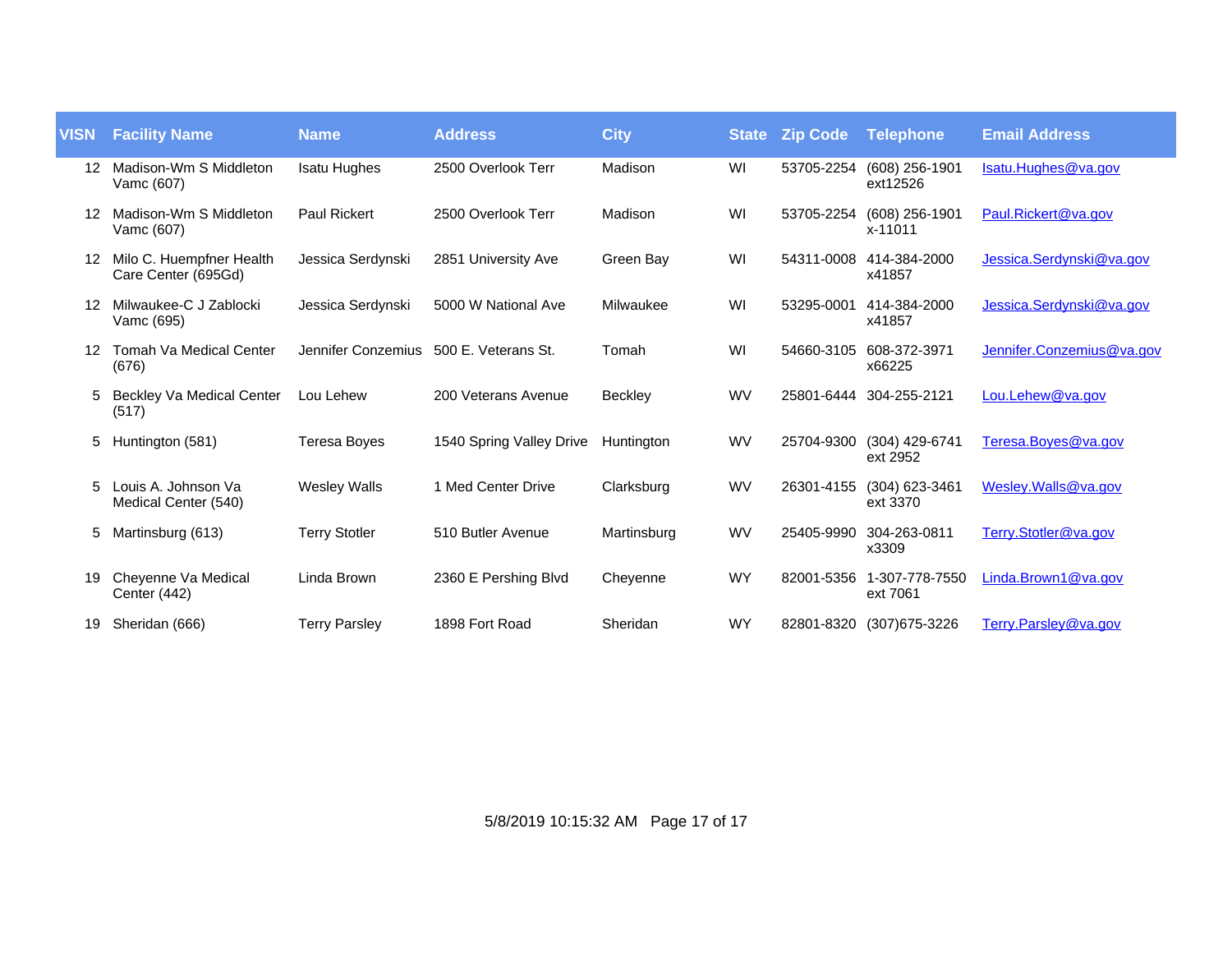| VISN | Facility Name | Name | Address | City | State | Zip Code | Telephone | Email Address |
|---|---|---|---|---|---|---|---|---|
| 12 | Madison-Wm S Middleton Vamc (607) | Isatu Hughes | 2500 Overlook Terr | Madison | WI | 53705-2254 | (608) 256-1901 ext12526 | Isatu.Hughes@va.gov |
| 12 | Madison-Wm S Middleton Vamc (607) | Paul Rickert | 2500 Overlook Terr | Madison | WI | 53705-2254 | (608) 256-1901 x-11011 | Paul.Rickert@va.gov |
| 12 | Milo C. Huempfner Health Care Center (695Gd) | Jessica Serdynski | 2851 University Ave | Green Bay | WI | 54311-0008 | 414-384-2000 x41857 | Jessica.Serdynski@va.gov |
| 12 | Milwaukee-C J Zablocki Vamc (695) | Jessica Serdynski | 5000 W National Ave | Milwaukee | WI | 53295-0001 | 414-384-2000 x41857 | Jessica.Serdynski@va.gov |
| 12 | Tomah Va Medical Center (676) | Jennifer Conzemius | 500 E. Veterans St. | Tomah | WI | 54660-3105 | 608-372-3971 x66225 | Jennifer.Conzemius@va.gov |
| 5 | Beckley Va Medical Center (517) | Lou Lehew | 200 Veterans Avenue | Beckley | WV | 25801-6444 | 304-255-2121 | Lou.Lehew@va.gov |
| 5 | Huntington (581) | Teresa Boyes | 1540 Spring Valley Drive | Huntington | WV | 25704-9300 | (304) 429-6741 ext 2952 | Teresa.Boyes@va.gov |
| 5 | Louis A. Johnson Va Medical Center (540) | Wesley Walls | 1 Med Center Drive | Clarksburg | WV | 26301-4155 | (304) 623-3461 ext 3370 | Wesley.Walls@va.gov |
| 5 | Martinsburg (613) | Terry Stotler | 510 Butler Avenue | Martinsburg | WV | 25405-9990 | 304-263-0811 x3309 | Terry.Stotler@va.gov |
| 19 | Cheyenne Va Medical Center (442) | Linda Brown | 2360 E Pershing Blvd | Cheyenne | WY | 82001-5356 | 1-307-778-7550 ext 7061 | Linda.Brown1@va.gov |
| 19 | Sheridan (666) | Terry Parsley | 1898 Fort Road | Sheridan | WY | 82801-8320 | (307)675-3226 | Terry.Parsley@va.gov |

5/8/2019 10:15:32 AM